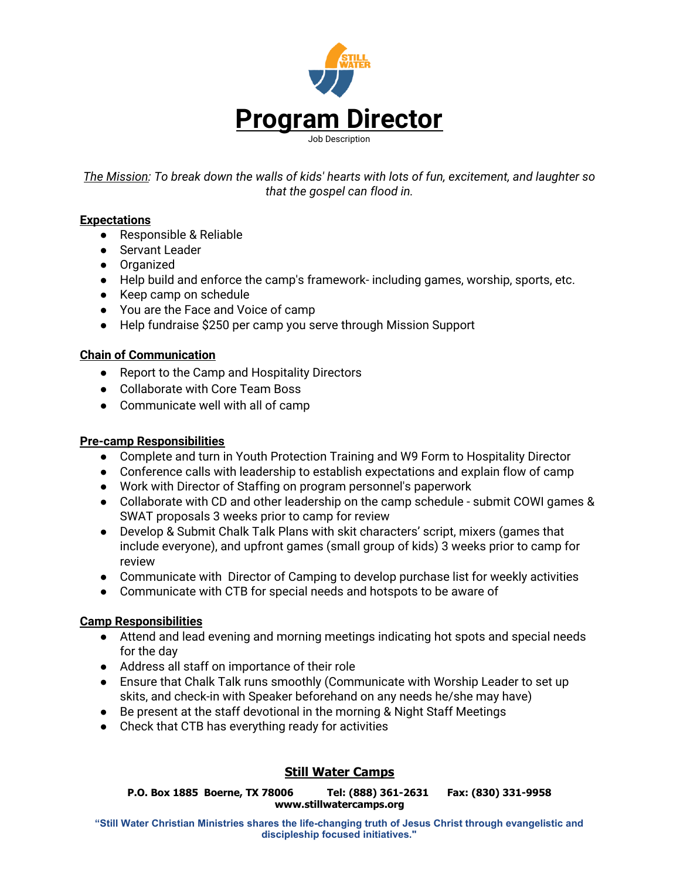# Program Director

Job Description

*The Mission: To break down the walls of kids' hearts with lots of fun, excitement, and laughter so that the gospel can flood in.*

**Expectations**

- Responsible & Reliable
- Servant Leader
- Organized
- Help build and enforce the camp's framework- including games, worship, sports, etc.
- Keep camp on schedule
- You are the Face and Voice of camp
- Help fundraise $250 per camp you serve through Mission Support

**Chain of Communication**

- Report to the Camp and Hospitality Directors
- Collaborate with Core Team Boss
- Communicate well with all of camp

**Pre-camp Responsibilities**

- Complete and turn in Youth Protection Training and W9 Form to Hospitality Director
- Conference calls with leadership to establish expectations and explain flow of camp
- Work with Director of Staffing on program personnel's paperwork
- Collaborate with CD and other leadership on the camp schedule - submit COWI games & SWAT proposals 3 weeks prior to camp for review
- Develop & Submit Chalk Talk Plans with skit characters' script, mixers (games that include everyone), and upfront games (small group of kids) 3 weeks prior to camp for review
- Communicate with Director of Camping to develop purchase list for weekly activities
- Communicate with CTB for special needs and hotspots to be aware of

**Camp Responsibilities**

- Attend and lead evening and morning meetings indicating hot spots and special needs for the day
- Address all staff on importance of their role
- Ensure that Chalk Talk runs smoothly (Communicate with Worship Leader to set up skits, and check-in with Speaker beforehand on any needs he/she may have)
- Be present at the staff devotional in the morning & Night Staff Meetings
- Check that CTB has everything ready for activities

**Still Water Camps**

**P.O. Box 1885 Boerne, TX 78006 Tel: (888) 361-2631 Fax: (830) 331-9958**
**www.stillwatercamps.org**

**"Still Water Christian Ministries shares the life-changing truth of Jesus Christ through evangelistic and discipleship focused initiatives."**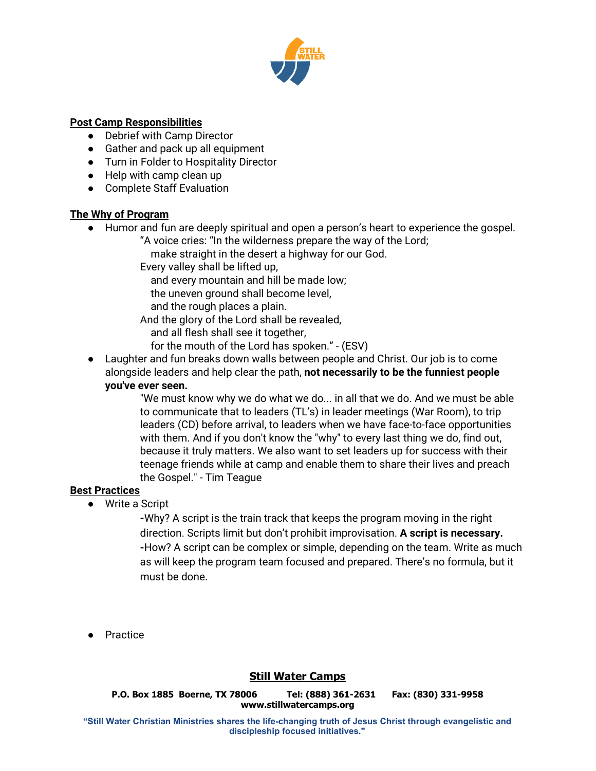**Post Camp Responsibilities**

- Debrief with Camp Director
- Gather and pack up all equipment
- Turn in Folder to Hospitality Director
- Help with camp clean up
- Complete Staff Evaluation

**The Why of Program**

- Humor and fun are deeply spiritual and open a person's heart to experience the gospel.

  "A voice cries: "In the wilderness prepare the way of the Lord;
  make straight in the desert a highway for our God.
  Every valley shall be lifted up,
  and every mountain and hill be made low;
  the uneven ground shall become level,
  and the rough places a plain.
  And the glory of the Lord shall be revealed,
  and all flesh shall see it together,
  for the mouth of the Lord has spoken." - (ESV)

- Laughter and fun breaks down walls between people and Christ. Our job is to come alongside leaders and help clear the path, **not necessarily to be the funniest people you've ever seen.**

  "We must know why we do what we do... in all that we do. And we must be able to communicate that to leaders (TL's) in leader meetings (War Room), to trip leaders (CD) before arrival, to leaders when we have face-to-face opportunities with them. And if you don't know the "why" to every last thing we do, find out, because it truly matters. We also want to set leaders up for success with their teenage friends while at camp and enable them to share their lives and preach the Gospel." - Tim Teague

**Best Practices**

- Write a Script

  -Why? A script is the train track that keeps the program moving in the right direction. Scripts limit but don't prohibit improvisation. **A script is necessary.**
  -How? A script can be complex or simple, depending on the team. Write as much as will keep the program team focused and prepared. There's no formula, but it must be done.

- Practice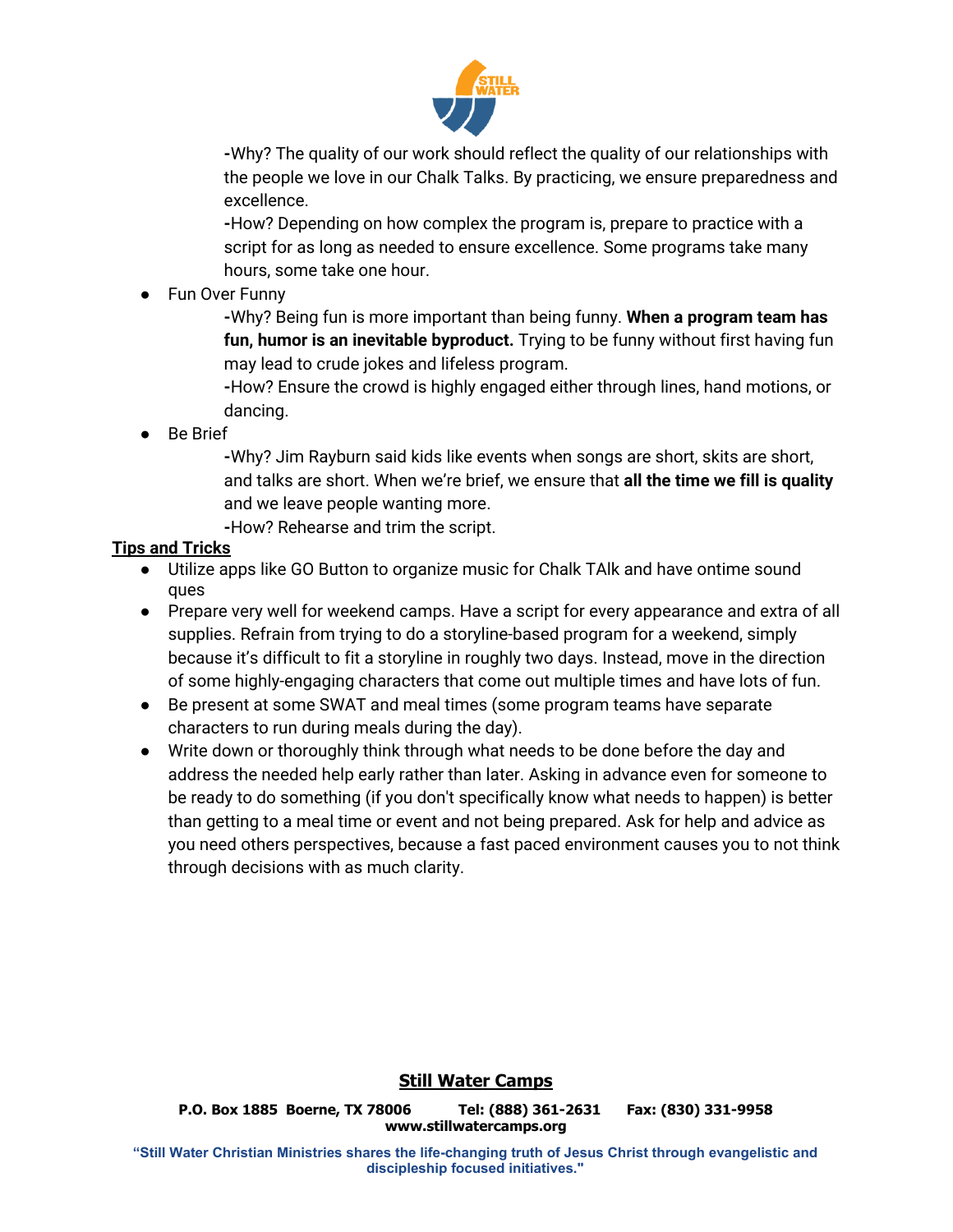-Why? The quality of our work should reflect the quality of our relationships with the people we love in our Chalk Talks. By practicing, we ensure preparedness and excellence.
-How? Depending on how complex the program is, prepare to practice with a script for as long as needed to ensure excellence. Some programs take many hours, some take one hour.

- Fun Over Funny
  -Why? Being fun is more important than being funny. **When a program team has fun, humor is an inevitable byproduct.** Trying to be funny without first having fun may lead to crude jokes and lifeless program.
  -How? Ensure the crowd is highly engaged either through lines, hand motions, or dancing.
- Be Brief
  -Why? Jim Rayburn said kids like events when songs are short, skits are short, and talks are short. When we're brief, we ensure that **all the time we fill is quality** and we leave people wanting more.
  -How? Rehearse and trim the script.

**Tips and Tricks**

- Utilize apps like GO Button to organize music for Chalk TAlk and have ontime sound ques
- Prepare very well for weekend camps. Have a script for every appearance and extra of all supplies. Refrain from trying to do a storyline-based program for a weekend, simply because it's difficult to fit a storyline in roughly two days. Instead, move in the direction of some highly-engaging characters that come out multiple times and have lots of fun.
- Be present at some SWAT and meal times (some program teams have separate characters to run during meals during the day).
- Write down or thoroughly think through what needs to be done before the day and address the needed help early rather than later. Asking in advance even for someone to be ready to do something (if you don't specifically know what needs to happen) is better than getting to a meal time or event and not being prepared. Ask for help and advice as you need others perspectives, because a fast paced environment causes you to not think through decisions with as much clarity.